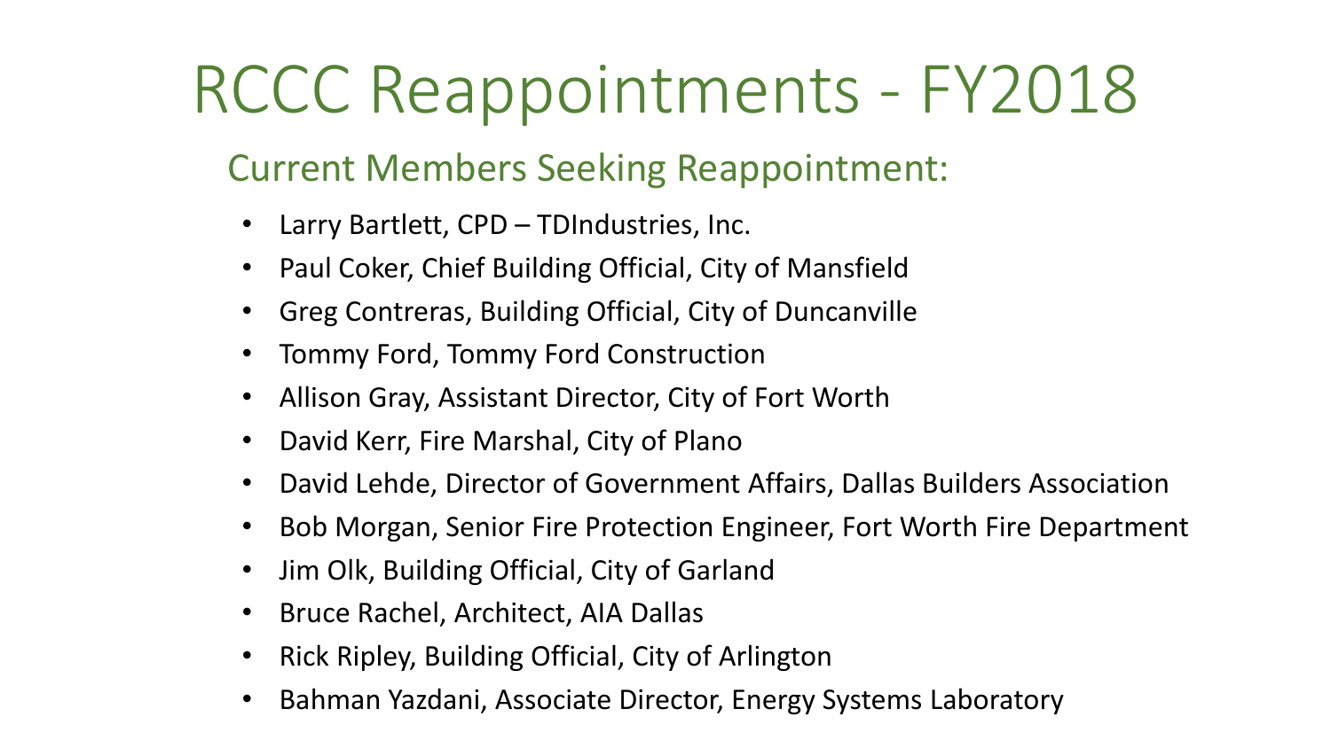# RCCC Reappointments - FY2018

## Current Members Seeking Reappointment:

- Larry Bartlett, CPD – TDIndustries, Inc.
- Paul Coker, Chief Building Official, City of Mansfield
- Greg Contreras, Building Official, City of Duncanville
- Tommy Ford, Tommy Ford Construction
- Allison Gray, Assistant Director, City of Fort Worth
- David Kerr, Fire Marshal, City of Plano
- David Lehde, Director of Government Affairs, Dallas Builders Association
- Bob Morgan, Senior Fire Protection Engineer, Fort Worth Fire Department
- Jim Olk, Building Official, City of Garland
- Bruce Rachel, Architect, AIA Dallas
- Rick Ripley, Building Official, City of Arlington
- Bahman Yazdani, Associate Director, Energy Systems Laboratory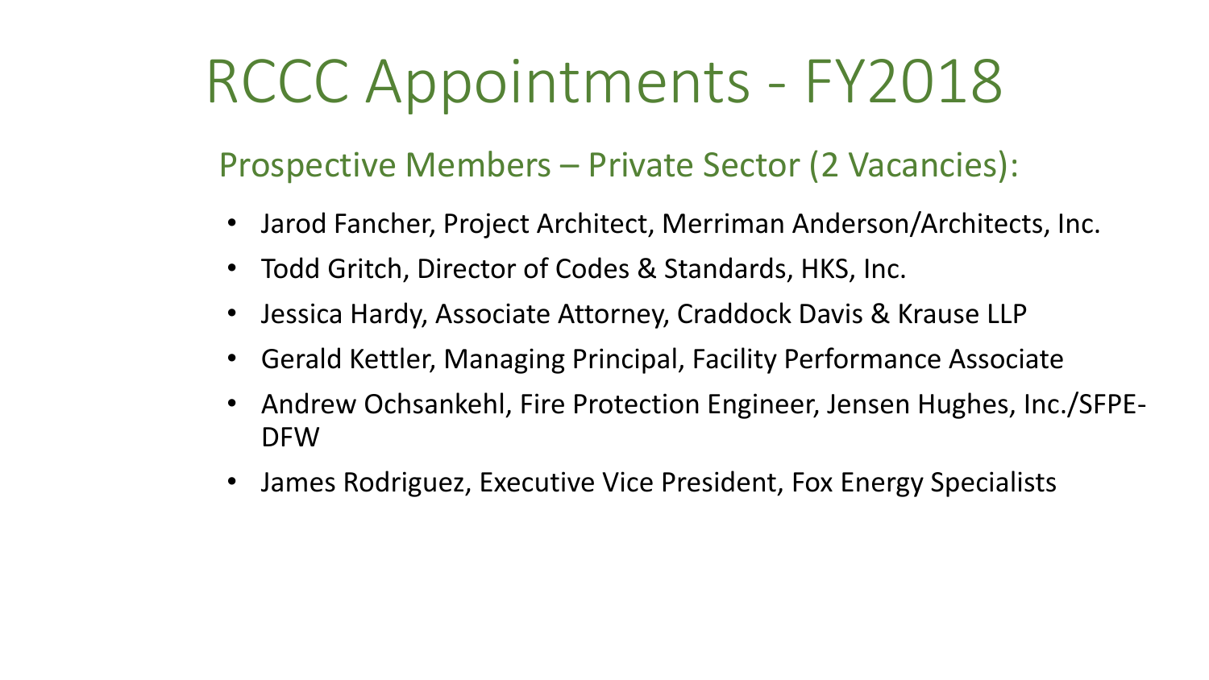# RCCC Appointments - FY2018

## Prospective Members – Private Sector (2 Vacancies):

- Jarod Fancher, Project Architect, Merriman Anderson/Architects, Inc.
- Todd Gritch, Director of Codes & Standards, HKS, Inc.
- Jessica Hardy, Associate Attorney, Craddock Davis & Krause LLP
- Gerald Kettler, Managing Principal, Facility Performance Associate
- Andrew Ochsankehl, Fire Protection Engineer, Jensen Hughes, Inc./SFPE-DFW
- James Rodriguez, Executive Vice President, Fox Energy Specialists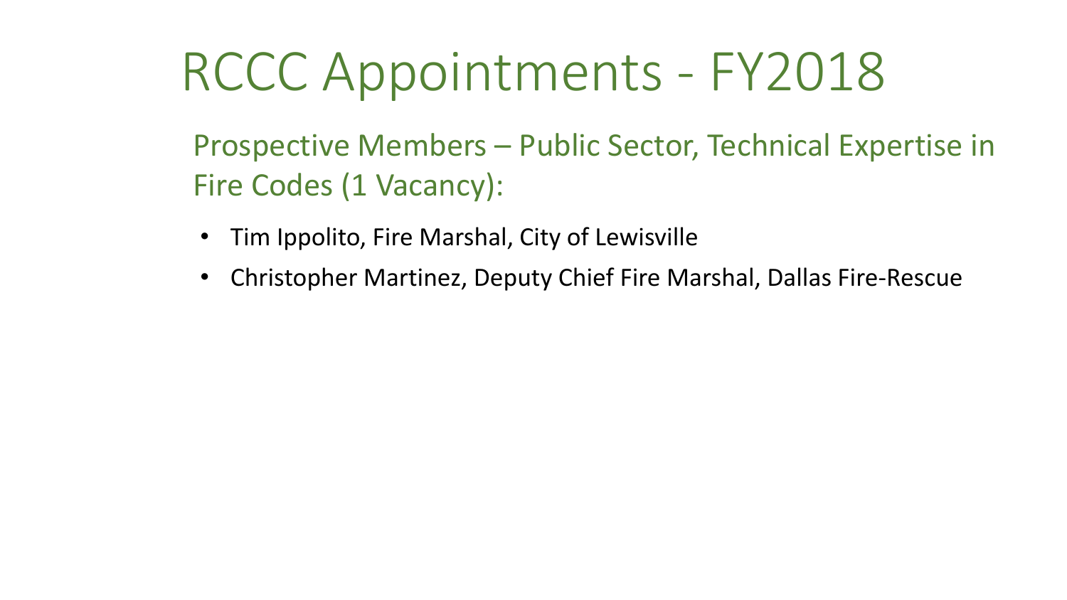# RCCC Appointments - FY2018

## Prospective Members – Public Sector, Technical Expertise in Fire Codes (1 Vacancy):

- Tim Ippolito, Fire Marshal, City of Lewisville
- Christopher Martinez, Deputy Chief Fire Marshal, Dallas Fire-Rescue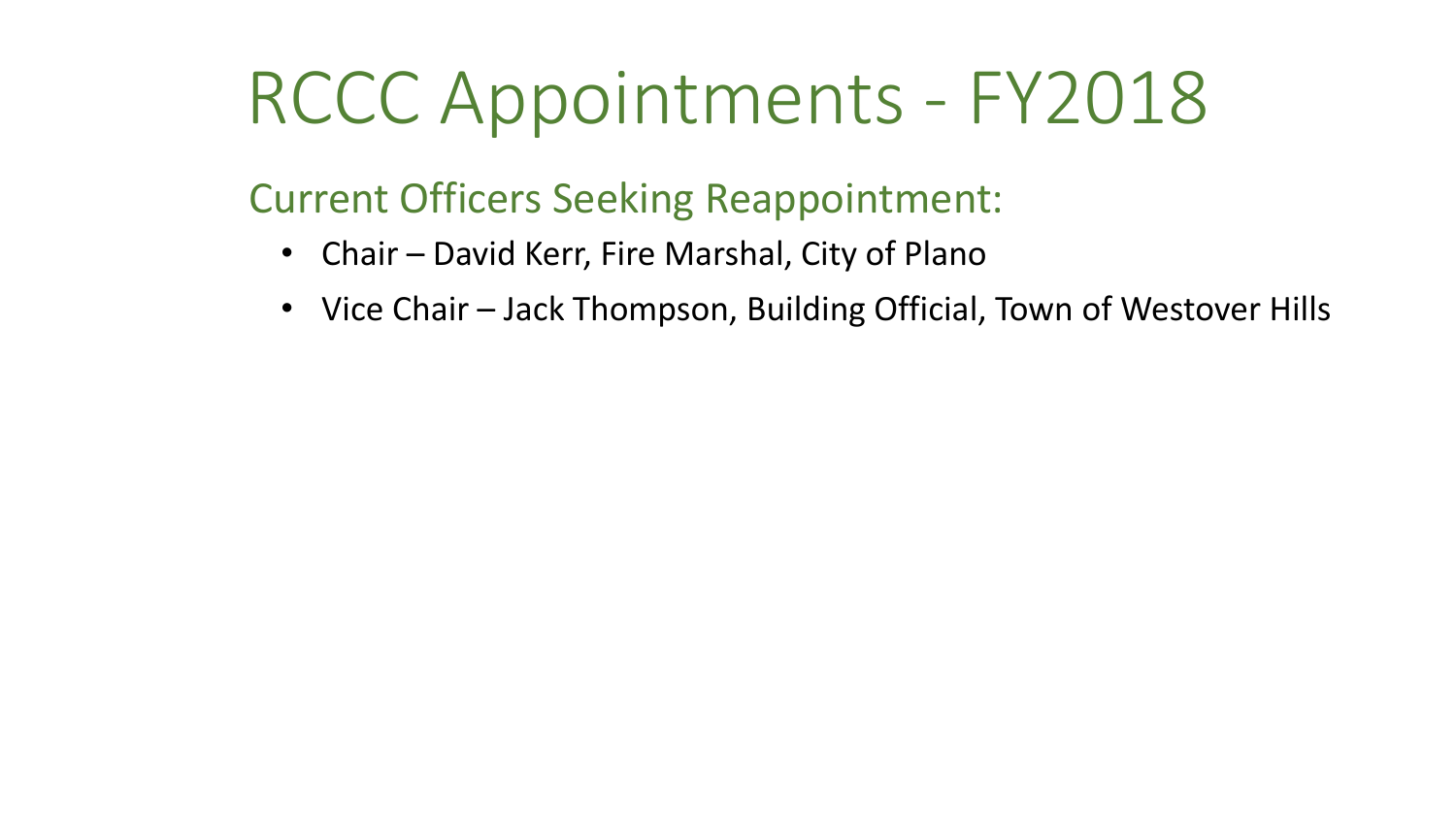# RCCC Appointments - FY2018

## Current Officers Seeking Reappointment:

- Chair – David Kerr, Fire Marshal, City of Plano
- Vice Chair – Jack Thompson, Building Official, Town of Westover Hills